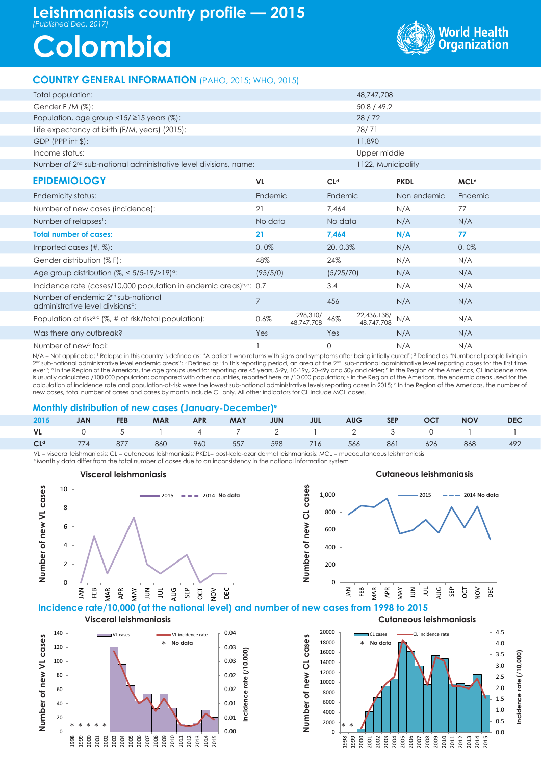# Leishmaniasis country profile — 2015

*(Published Dec. 2017)*

# Colombia

## COUNTRY GENERAL INFORMATION (PAHO, 2015; WHO, 2015)

| | |
|---|---|
| Total population: | 48,747,708 |
| Gender F /M (%): | 50.8 / 49.2 |
| Population, age group <15/ ≥15 years (%): | 28 / 72 |
| Life expectancy at birth (F/M, years) (2015): | 78/ 71 |
| GDP (PPP int $): | 11,890 |
| Income status: | Upper middle |
| Number of 2nd sub-national administrative level divisions, name: | 1122, Municipality |

## EPIDEMIOLOGY

| | VL | CL[d] | PKDL | MCL[d] |
|---|---|---|---|---|
| Endemicity status: | Endemic | Endemic | Non endemic | Endemic |
| Number of new cases (incidence): | 21 | 7,464 | N/A | 77 |
| Number of relapses[1]: | No data | No data | N/A | N/A |
| **Total number of cases:** | **21** | **7,464** | **N/A** | **77** |
| Imported cases (#, %): | 0, 0% | 20, 0.3% | N/A | 0, 0% |
| Gender distribution (% F): | 48% | 24% | N/A | N/A |
| Age group distribution (%, < 5/5-19/>19)[a]: | (95/5/0) | (5/25/70) | N/A | N/A |
| Incidence rate (cases/10,000 population in endemic areas)[b,c]: | 0.7 | 3.4 | N/A | N/A |
| Number of endemic 2nd sub-national administrative level divisions[c]: | 7 | 456 | N/A | N/A |
| Population at risk[2,c] (%, # at risk/total population): | 0.6% 298,310/ 48,747,708 | 46% 22,436,138/ 48,747,708 | N/A | N/A |
| Was there any outbreak? | Yes | Yes | N/A | N/A |
| Number of new[3] foci: | 1 | 0 | N/A | N/A |

N/A = Not applicable; [1] Relapse in this country is defined as: "A patient who returns with signs and symptoms after being intially cured"; [2] Defined as "Number of people living in 2nd sub-national administrative level endemic areas"; [3] Defined as "In this reporting period, an area at the 2nd sub-national administrative level reporting cases for the first time ever"; [a] In the Region of the Americas, the age groups used for reporting are <5 years, 5-9y, 10-19y, 20-49y and 50y and older; [b] In the Region of the Americas, CL incidence rate is usually calculated /100 000 population; compared with other countries, reported here as /10 000 population; [c] In the Region of the Americas, the endemic areas used for the calculation of incidence rate and population-at-risk were the lowest sub-national administrative levels reporting cases in 2015; [d] In the Region of the Americas, the number of new cases, total number of cases and cases by month include CL only. All other indicators for CL include MCL cases.

## Monthly distribution of new cases (January-December)[e]

| 2015 | JAN | FEB | MAR | APR | MAY | JUN | JUL | AUG | SEP | OCT | NOV | DEC |
|---|---|---|---|---|---|---|---|---|---|---|---|---|
| VL | 0 | 5 | 1 | 4 | 7 | 2 | 1 | 2 | 3 | 0 | 1 | 1 |
| CL[d] | 774 | 877 | 860 | 960 | 557 | 598 | 716 | 566 | 861 | 626 | 868 | 492 |

VL = visceral leishmaniasis; CL = cutaneous leishmaniasis; PKDL= post-kala-azar dermal leishmaniasis; MCL = mucocutaneous leishmaniasis
[e] Monthly data differ from the total number of cases due to an inconsistency in the national information system

### Visceral leishmaniasis

(Number of new VL cases by month, 2015; 2014 No data)

### Cutaneous leishmaniasis

(Number of new CL cases by month, 2015; 2014 No data)

## Incidence rate/10,000 (at the national level) and number of new cases from 1998 to 2015

### Visceral leishmaniasis

(VL cases and VL incidence rate; * No data: 1998–2002)

### Cutaneous leishmaniasis

(CL cases and CL incidence rate; * No data: 1998–1999)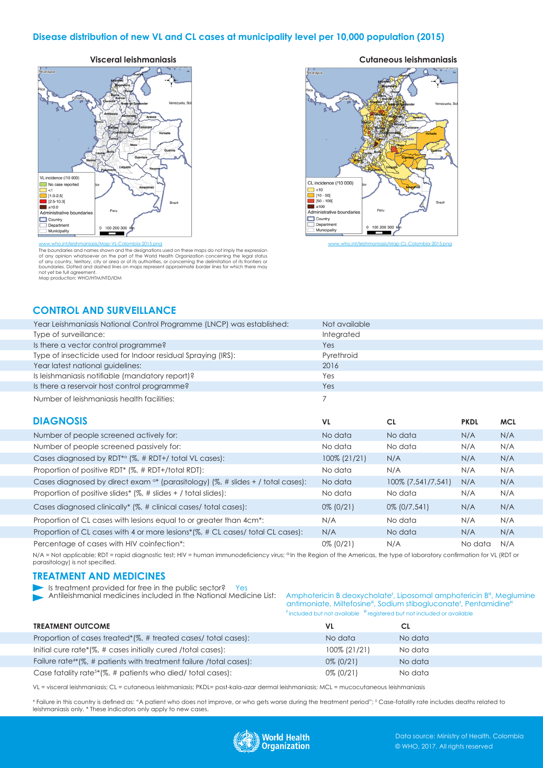## Disease distribution of new VL and CL cases at municipality level per 10,000 population (2015)

**Visceral leishmaniasis**

VL incidence (/10 000)
No case reported
<1
[1.0-2.5[
[2.5-10.0[
≥10.0
Administrative boundaries
Country
Department
Municipality
0 100 200 300 km

www.who.int/leishmaniasis/Map-VL-Colombia-2015.png

The boundaries and names shown and the designations used on these maps do not imply the expression of any opinion whatsoever on the part of the World Health Organization concerning the legal status of any country, territory, city or area or of its authorities, or concerning the delimitation of its frontiers or boundaries. Dotted and dashed lines on maps represent approximate border lines for which there may not yet be full agreement.
Map production: WHO/HTM/NTD/IDM

**Cutaneous leishmaniasis**

CL incidence (/10 000)
<10
[10 - 50[
[50 - 100[
≥100
Administrative boundaries
Country
Department
Municipality
0 100 200 300 km

www.who.int/leishmaniasis/Map-CL-Colombia-2015.png

## CONTROL AND SURVEILLANCE

| | |
|---|---|
| Year Leishmaniasis National Control Programme (LNCP) was established: | Not available |
| Type of surveillance: | Integrated |
| Is there a vector control programme? | Yes |
| Type of insecticide used for Indoor residual Spraying (IRS): | Pyrethroid |
| Year latest national guidelines: | 2016 |
| Is leishmaniasis notifiable (mandatory report)? | Yes |
| Is there a reservoir host control programme? | Yes |
| Number of leishmaniasis health facilities: | 7 |

## DIAGNOSIS

| | VL | CL | PKDL | MCL |
|---|---|---|---|---|
| Number of people screened actively for: | No data | No data | N/A | N/A |
| Number of people screened passively for: | No data | No data | N/A | N/A |
| Cases diagnosed by RDT*α (%, # RDT+/ total VL cases): | 100% (21/21) | N/A | N/A | N/A |
| Proportion of positive RDT* (%, # RDT+/total RDT): | No data | N/A | N/A | N/A |
| Cases diagnosed by direct exam α* (parasitology) (%, # slides + / total cases): | No data | 100% (7,541/7,541) | N/A | N/A |
| Proportion of positive slides* (%, # slides + / total slides): | No data | No data | N/A | N/A |
| Cases diagnosed clinically* (%, # clinical cases/ total cases): | 0% (0/21) | 0% (0/7,541) | N/A | N/A |
| Proportion of CL cases with lesions equal to or greater than 4cm*: | N/A | No data | N/A | N/A |
| Proportion of CL cases with 4 or more lesions*(%, # CL cases/ total CL cases): | N/A | No data | N/A | N/A |
| Percentage of cases with HIV coinfection*: | 0% (0/21) | N/A | No data | N/A |

N/A = Not applicable; RDT = rapid diagnostic test; HIV = human immunodeficiency virus; α In the Region of the Americas, the type of laboratory confirmation for VL (RDT or parasitology) is not specified.

## TREATMENT AND MEDICINES

- Is treatment provided for free in the public sector? Yes
- Antileishmanial medicines included in the National Medicine List: Amphotericin B deoxycholate†, Liposomal amphotericin B#, Meglumine antimoniate, Miltefosine#, Sodium stibogluconate†, Pentamidine#

† included but not available # registered but not included or available

| TREATMENT OUTCOME | VL | CL |
|---|---|---|
| Proportion of cases treated*(%, # treated cases/ total cases): | No data | No data |
| Initial cure rate*(%, # cases initially cured /total cases): | 100% (21/21) | No data |
| Failure rate[4]*(%, # patients with treatment failure /total cases): | 0% (0/21) | No data |
| Case fatality rate[5]*(%, # patients who died/ total cases): | 0% (0/21) | No data |

VL = visceral leishmaniasis; CL = cutaneous leishmaniasis; PKDL= post-kala-azar dermal leishmaniasis; MCL = mucocutaneous leishmaniasis

[4] Failure in this country is defined as: "A patient who does not improve, or who gets worse during the treatment period"; [5] Case-fatality rate includes deaths related to leishmaniasis only. * These indicators only apply to new cases.

World Health Organization

Data source: Ministry of Health, Colombia
© WHO, 2017. All rights reserved